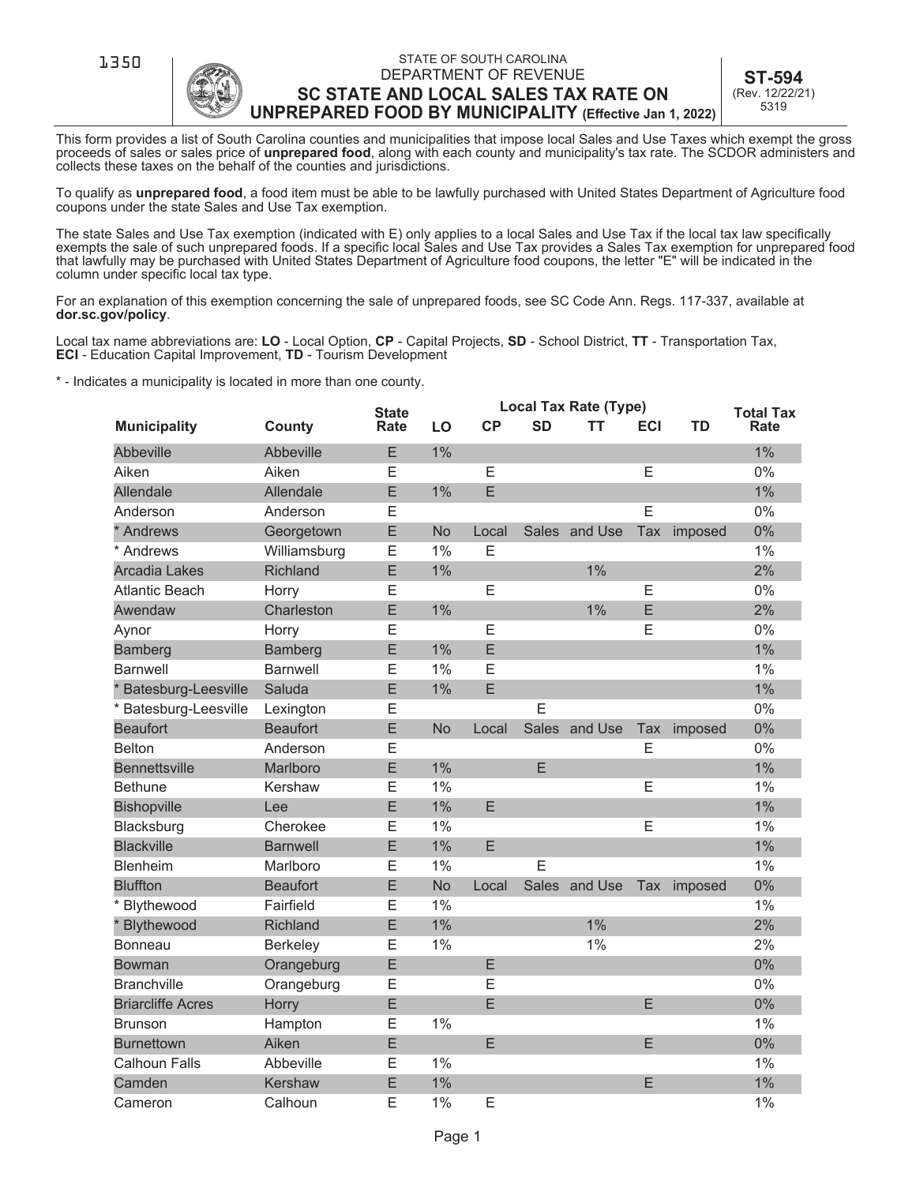1350

STATE OF SOUTH CAROLINA
DEPARTMENT OF REVENUE

# SC STATE AND LOCAL SALES TAX RATE ON UNPREPARED FOOD BY MUNICIPALITY (Effective Jan 1, 2022)

**ST-594**
(Rev. 12/22/21)
5319

This form provides a list of South Carolina counties and municipalities that impose local Sales and Use Taxes which exempt the gross proceeds of sales or sales price of **unprepared food**, along with each county and municipality's tax rate. The SCDOR administers and collects these taxes on the behalf of the counties and jurisdictions.

To qualify as **unprepared food**, a food item must be able to be lawfully purchased with United States Department of Agriculture food coupons under the state Sales and Use Tax exemption.

The state Sales and Use Tax exemption (indicated with E) only applies to a local Sales and Use Tax if the local tax law specifically exempts the sale of such unprepared foods. If a specific local Sales and Use Tax provides a Sales Tax exemption for unprepared food that lawfully may be purchased with United States Department of Agriculture food coupons, the letter "E" will be indicated in the column under specific local tax type.

For an explanation of this exemption concerning the sale of unprepared foods, see SC Code Ann. Regs. 117-337, available at **dor.sc.gov/policy**.

Local tax name abbreviations are: **LO** - Local Option, **CP** - Capital Projects, **SD** - School District, **TT** - Transportation Tax, **ECI** - Education Capital Improvement, **TD** - Tourism Development

* - Indicates a municipality is located in more than one county.

| Municipality | County | State Rate | Local Tax Rate (Type) | | | | | | Total Tax Rate |
|---|---|---|---|---|---|---|---|---|---|
| | | | LO | CP | SD | TT | ECI | TD | |
| Abbeville | Abbeville | E | 1% | | | | | | 1% |
| Aiken | Aiken | E | | E | | | E | | 0% |
| Allendale | Allendale | E | 1% | E | | | | | 1% |
| Anderson | Anderson | E | | | | | E | | 0% |
| * Andrews | Georgetown | E | No | Local | Sales | and Use | Tax | imposed | 0% |
| * Andrews | Williamsburg | E | 1% | E | | | | | 1% |
| Arcadia Lakes | Richland | E | 1% | | | 1% | | | 2% |
| Atlantic Beach | Horry | E | | E | | | E | | 0% |
| Awendaw | Charleston | E | 1% | | | 1% | E | | 2% |
| Aynor | Horry | E | | E | | | E | | 0% |
| Bamberg | Bamberg | E | 1% | E | | | | | 1% |
| Barnwell | Barnwell | E | 1% | E | | | | | 1% |
| * Batesburg-Leesville | Saluda | E | 1% | E | | | | | 1% |
| * Batesburg-Leesville | Lexington | E | | | E | | | | 0% |
| Beaufort | Beaufort | E | No | Local | Sales | and Use | Tax | imposed | 0% |
| Belton | Anderson | E | | | | | E | | 0% |
| Bennettsville | Marlboro | E | 1% | | E | | | | 1% |
| Bethune | Kershaw | E | 1% | | | | E | | 1% |
| Bishopville | Lee | E | 1% | E | | | | | 1% |
| Blacksburg | Cherokee | E | 1% | | | | E | | 1% |
| Blackville | Barnwell | E | 1% | E | | | | | 1% |
| Blenheim | Marlboro | E | 1% | | E | | | | 1% |
| Bluffton | Beaufort | E | No | Local | Sales | and Use | Tax | imposed | 0% |
| * Blythewood | Fairfield | E | 1% | | | | | | 1% |
| * Blythewood | Richland | E | 1% | | | 1% | | | 2% |
| Bonneau | Berkeley | E | 1% | | | 1% | | | 2% |
| Bowman | Orangeburg | E | | E | | | | | 0% |
| Branchville | Orangeburg | E | | E | | | | | 0% |
| Briarcliffe Acres | Horry | E | | E | | | E | | 0% |
| Brunson | Hampton | E | 1% | | | | | | 1% |
| Burnettown | Aiken | E | | E | | | E | | 0% |
| Calhoun Falls | Abbeville | E | 1% | | | | | | 1% |
| Camden | Kershaw | E | 1% | | | | E | | 1% |
| Cameron | Calhoun | E | 1% | E | | | | | 1% |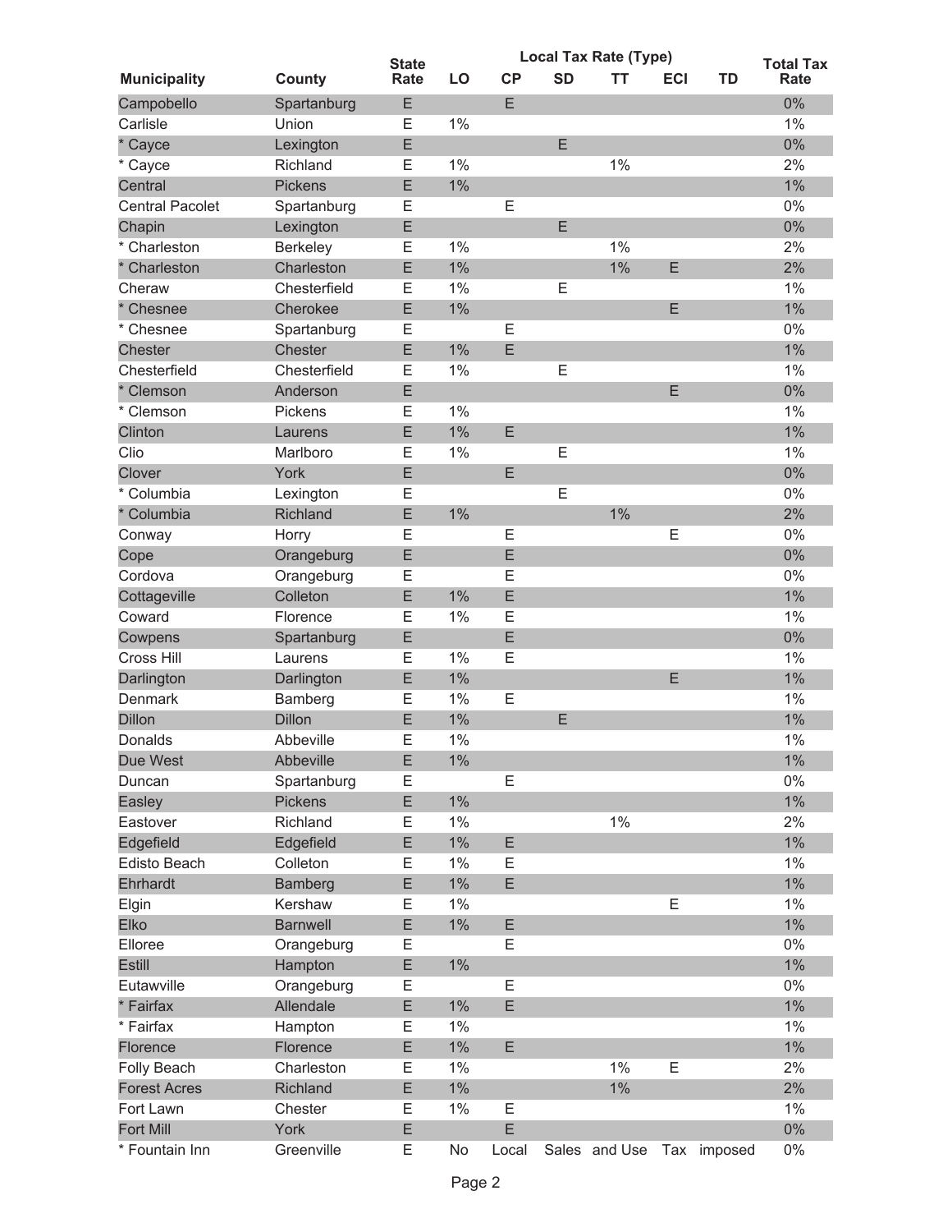| Municipality | County | State Rate | Local Tax Rate (Type) | | | | | | Total Tax Rate |
|---|---|---|---|---|---|---|---|---|---|
| | | | LO | CP | SD | TT | ECI | TD | |
| Campobello | Spartanburg | E | | E | | | | | 0% |
| Carlisle | Union | E | 1% | | | | | | 1% |
| * Cayce | Lexington | E | | | E | | | | 0% |
| * Cayce | Richland | E | 1% | | | 1% | | | 2% |
| Central | Pickens | E | 1% | | | | | | 1% |
| Central Pacolet | Spartanburg | E | | E | | | | | 0% |
| Chapin | Lexington | E | | | E | | | | 0% |
| * Charleston | Berkeley | E | 1% | | | 1% | | | 2% |
| * Charleston | Charleston | E | 1% | | | 1% | E | | 2% |
| Cheraw | Chesterfield | E | 1% | | E | | | | 1% |
| * Chesnee | Cherokee | E | 1% | | | | E | | 1% |
| * Chesnee | Spartanburg | E | | E | | | | | 0% |
| Chester | Chester | E | 1% | E | | | | | 1% |
| Chesterfield | Chesterfield | E | 1% | | E | | | | 1% |
| * Clemson | Anderson | E | | | | | E | | 0% |
| * Clemson | Pickens | E | 1% | | | | | | 1% |
| Clinton | Laurens | E | 1% | E | | | | | 1% |
| Clio | Marlboro | E | 1% | | E | | | | 1% |
| Clover | York | E | | E | | | | | 0% |
| * Columbia | Lexington | E | | | E | | | | 0% |
| * Columbia | Richland | E | 1% | | | 1% | | | 2% |
| Conway | Horry | E | | E | | | E | | 0% |
| Cope | Orangeburg | E | | E | | | | | 0% |
| Cordova | Orangeburg | E | | E | | | | | 0% |
| Cottageville | Colleton | E | 1% | E | | | | | 1% |
| Coward | Florence | E | 1% | E | | | | | 1% |
| Cowpens | Spartanburg | E | | E | | | | | 0% |
| Cross Hill | Laurens | E | 1% | E | | | | | 1% |
| Darlington | Darlington | E | 1% | | | | E | | 1% |
| Denmark | Bamberg | E | 1% | E | | | | | 1% |
| Dillon | Dillon | E | 1% | | E | | | | 1% |
| Donalds | Abbeville | E | 1% | | | | | | 1% |
| Due West | Abbeville | E | 1% | | | | | | 1% |
| Duncan | Spartanburg | E | | E | | | | | 0% |
| Easley | Pickens | E | 1% | | | | | | 1% |
| Eastover | Richland | E | 1% | | | 1% | | | 2% |
| Edgefield | Edgefield | E | 1% | E | | | | | 1% |
| Edisto Beach | Colleton | E | 1% | E | | | | | 1% |
| Ehrhardt | Bamberg | E | 1% | E | | | | | 1% |
| Elgin | Kershaw | E | 1% | | | | E | | 1% |
| Elko | Barnwell | E | 1% | E | | | | | 1% |
| Elloree | Orangeburg | E | | E | | | | | 0% |
| Estill | Hampton | E | 1% | | | | | | 1% |
| Eutawville | Orangeburg | E | | E | | | | | 0% |
| * Fairfax | Allendale | E | 1% | E | | | | | 1% |
| * Fairfax | Hampton | E | 1% | | | | | | 1% |
| Florence | Florence | E | 1% | E | | | | | 1% |
| Folly Beach | Charleston | E | 1% | | | 1% | E | | 2% |
| Forest Acres | Richland | E | 1% | | | 1% | | | 2% |
| Fort Lawn | Chester | E | 1% | E | | | | | 1% |
| Fort Mill | York | E | | E | | | | | 0% |
| * Fountain Inn | Greenville | E | No Local Sales and Use Tax imposed | | | | | | 0% |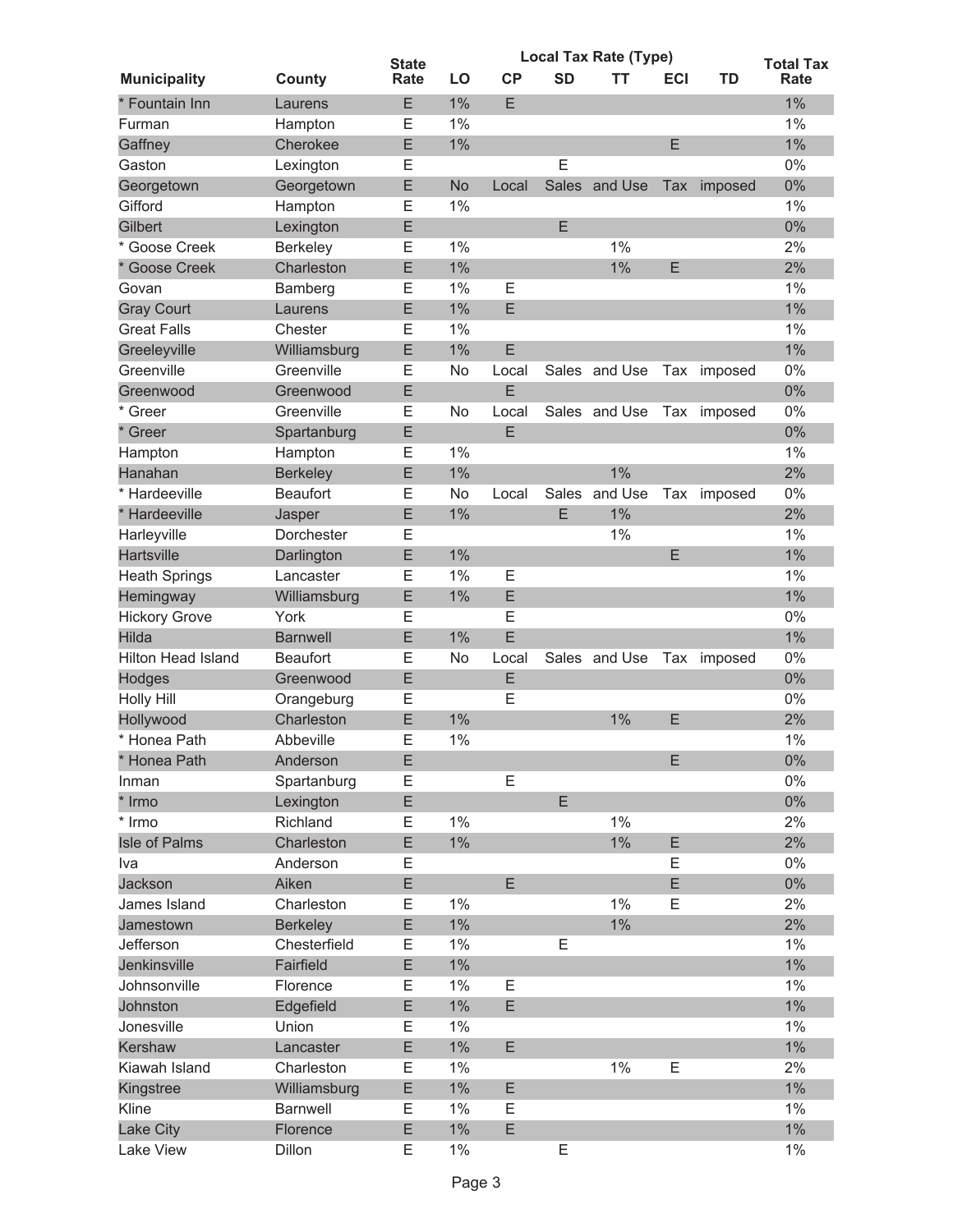| Municipality | County | State Rate | Local Tax Rate (Type) | | | | | | Total Tax Rate |
|---|---|---|---|---|---|---|---|---|---|
| | | | LO | CP | SD | TT | ECI | TD | |
| * Fountain Inn | Laurens | E | 1% | E | | | | | 1% |
| Furman | Hampton | E | 1% | | | | | | 1% |
| Gaffney | Cherokee | E | 1% | | | | E | | 1% |
| Gaston | Lexington | E | | | E | | | | 0% |
| Georgetown | Georgetown | E | No | Local | Sales | and Use | Tax | imposed | 0% |
| Gifford | Hampton | E | 1% | | | | | | 1% |
| Gilbert | Lexington | E | | | E | | | | 0% |
| * Goose Creek | Berkeley | E | 1% | | | 1% | | | 2% |
| * Goose Creek | Charleston | E | 1% | | | 1% | E | | 2% |
| Govan | Bamberg | E | 1% | E | | | | | 1% |
| Gray Court | Laurens | E | 1% | E | | | | | 1% |
| Great Falls | Chester | E | 1% | | | | | | 1% |
| Greeleyville | Williamsburg | E | 1% | E | | | | | 1% |
| Greenville | Greenville | E | No | Local | Sales | and Use | Tax | imposed | 0% |
| Greenwood | Greenwood | E | | E | | | | | 0% |
| * Greer | Greenville | E | No | Local | Sales | and Use | Tax | imposed | 0% |
| * Greer | Spartanburg | E | | E | | | | | 0% |
| Hampton | Hampton | E | 1% | | | | | | 1% |
| Hanahan | Berkeley | E | 1% | | | 1% | | | 2% |
| * Hardeeville | Beaufort | E | No | Local | Sales | and Use | Tax | imposed | 0% |
| * Hardeeville | Jasper | E | 1% | | E | 1% | | | 2% |
| Harleyville | Dorchester | E | | | | 1% | | | 1% |
| Hartsville | Darlington | E | 1% | | | | E | | 1% |
| Heath Springs | Lancaster | E | 1% | E | | | | | 1% |
| Hemingway | Williamsburg | E | 1% | E | | | | | 1% |
| Hickory Grove | York | E | | E | | | | | 0% |
| Hilda | Barnwell | E | 1% | E | | | | | 1% |
| Hilton Head Island | Beaufort | E | No | Local | Sales | and Use | Tax | imposed | 0% |
| Hodges | Greenwood | E | | E | | | | | 0% |
| Holly Hill | Orangeburg | E | | E | | | | | 0% |
| Hollywood | Charleston | E | 1% | | | 1% | E | | 2% |
| * Honea Path | Abbeville | E | 1% | | | | | | 1% |
| * Honea Path | Anderson | E | | | | | E | | 0% |
| Inman | Spartanburg | E | | E | | | | | 0% |
| * Irmo | Lexington | E | | | E | | | | 0% |
| * Irmo | Richland | E | 1% | | | 1% | | | 2% |
| Isle of Palms | Charleston | E | 1% | | | 1% | E | | 2% |
| Iva | Anderson | E | | | | | E | | 0% |
| Jackson | Aiken | E | | E | | | E | | 0% |
| James Island | Charleston | E | 1% | | | 1% | E | | 2% |
| Jamestown | Berkeley | E | 1% | | | 1% | | | 2% |
| Jefferson | Chesterfield | E | 1% | | E | | | | 1% |
| Jenkinsville | Fairfield | E | 1% | | | | | | 1% |
| Johnsonville | Florence | E | 1% | E | | | | | 1% |
| Johnston | Edgefield | E | 1% | E | | | | | 1% |
| Jonesville | Union | E | 1% | | | | | | 1% |
| Kershaw | Lancaster | E | 1% | E | | | | | 1% |
| Kiawah Island | Charleston | E | 1% | | | 1% | E | | 2% |
| Kingstree | Williamsburg | E | 1% | E | | | | | 1% |
| Kline | Barnwell | E | 1% | E | | | | | 1% |
| Lake City | Florence | E | 1% | E | | | | | 1% |
| Lake View | Dillon | E | 1% | | E | | | | 1% |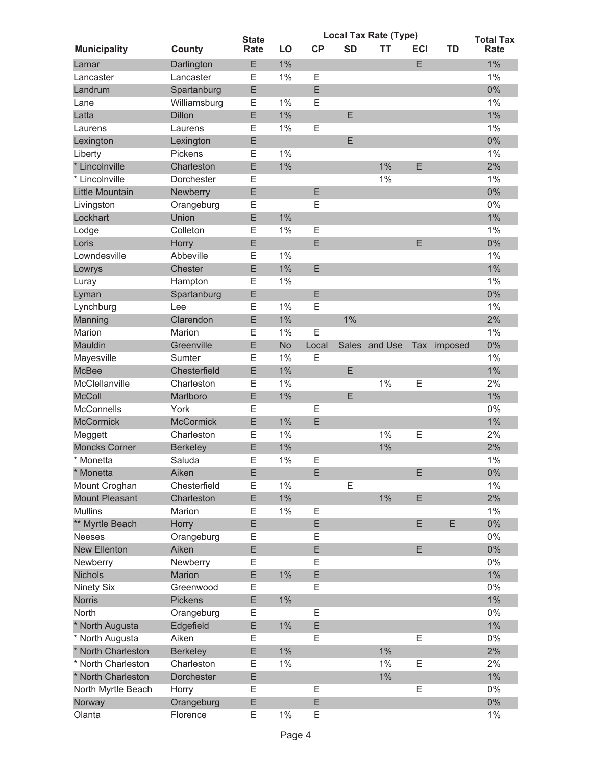| Municipality | County | State Rate | Local Tax Rate (Type) | | | | | | Total Tax Rate |
|---|---|---|---|---|---|---|---|---|---|
| | | | LO | CP | SD | TT | ECI | TD | |
| Lamar | Darlington | E | 1% | | | | E | | 1% |
| Lancaster | Lancaster | E | 1% | E | | | | | 1% |
| Landrum | Spartanburg | E | | E | | | | | 0% |
| Lane | Williamsburg | E | 1% | E | | | | | 1% |
| Latta | Dillon | E | 1% | | E | | | | 1% |
| Laurens | Laurens | E | 1% | E | | | | | 1% |
| Lexington | Lexington | E | | | E | | | | 0% |
| Liberty | Pickens | E | 1% | | | | | | 1% |
| * Lincolnville | Charleston | E | 1% | | | 1% | E | | 2% |
| * Lincolnville | Dorchester | E | | | | 1% | | | 1% |
| Little Mountain | Newberry | E | | E | | | | | 0% |
| Livingston | Orangeburg | E | | E | | | | | 0% |
| Lockhart | Union | E | 1% | | | | | | 1% |
| Lodge | Colleton | E | 1% | E | | | | | 1% |
| Loris | Horry | E | | E | | | E | | 0% |
| Lowndesville | Abbeville | E | 1% | | | | | | 1% |
| Lowrys | Chester | E | 1% | E | | | | | 1% |
| Luray | Hampton | E | 1% | | | | | | 1% |
| Lyman | Spartanburg | E | | E | | | | | 0% |
| Lynchburg | Lee | E | 1% | E | | | | | 1% |
| Manning | Clarendon | E | 1% | | 1% | | | | 2% |
| Marion | Marion | E | 1% | E | | | | | 1% |
| Mauldin | Greenville | E | No | Local | Sales | and Use | Tax | imposed | 0% |
| Mayesville | Sumter | E | 1% | E | | | | | 1% |
| McBee | Chesterfield | E | 1% | | E | | | | 1% |
| McClellanville | Charleston | E | 1% | | | 1% | E | | 2% |
| McColl | Marlboro | E | 1% | | E | | | | 1% |
| McConnells | York | E | | E | | | | | 0% |
| McCormick | McCormick | E | 1% | E | | | | | 1% |
| Meggett | Charleston | E | 1% | | | 1% | E | | 2% |
| Moncks Corner | Berkeley | E | 1% | | | 1% | | | 2% |
| * Monetta | Saluda | E | 1% | E | | | | | 1% |
| * Monetta | Aiken | E | | E | | | E | | 0% |
| Mount Croghan | Chesterfield | E | 1% | | E | | | | 1% |
| Mount Pleasant | Charleston | E | 1% | | | 1% | E | | 2% |
| Mullins | Marion | E | 1% | E | | | | | 1% |
| ** Myrtle Beach | Horry | E | | E | | | E | E | 0% |
| Neeses | Orangeburg | E | | E | | | | | 0% |
| New Ellenton | Aiken | E | | E | | | E | | 0% |
| Newberry | Newberry | E | | E | | | | | 0% |
| Nichols | Marion | E | 1% | E | | | | | 1% |
| Ninety Six | Greenwood | E | | E | | | | | 0% |
| Norris | Pickens | E | 1% | | | | | | 1% |
| North | Orangeburg | E | | E | | | | | 0% |
| * North Augusta | Edgefield | E | 1% | E | | | | | 1% |
| * North Augusta | Aiken | E | | E | | | E | | 0% |
| * North Charleston | Berkeley | E | 1% | | | 1% | | | 2% |
| * North Charleston | Charleston | E | 1% | | | 1% | E | | 2% |
| * North Charleston | Dorchester | E | | | | 1% | | | 1% |
| North Myrtle Beach | Horry | E | | E | | | E | | 0% |
| Norway | Orangeburg | E | | E | | | | | 0% |
| Olanta | Florence | E | 1% | E | | | | | 1% |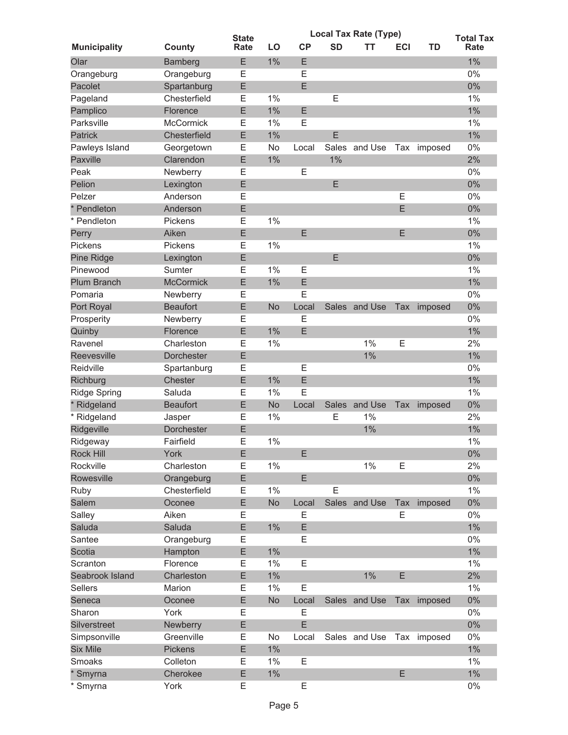| Municipality | County | State Rate | Local Tax Rate (Type) | | | | | | Total Tax Rate |
|---|---|---|---|---|---|---|---|---|---|
| | | | LO | CP | SD | TT | ECI | TD | |
| Olar | Bamberg | E | 1% | E | | | | | 1% |
| Orangeburg | Orangeburg | E | | E | | | | | 0% |
| Pacolet | Spartanburg | E | | E | | | | | 0% |
| Pageland | Chesterfield | E | 1% | | E | | | | 1% |
| Pamplico | Florence | E | 1% | E | | | | | 1% |
| Parksville | McCormick | E | 1% | E | | | | | 1% |
| Patrick | Chesterfield | E | 1% | | E | | | | 1% |
| Pawleys Island | Georgetown | E | No | Local | Sales | and Use | Tax | imposed | 0% |
| Paxville | Clarendon | E | 1% | | 1% | | | | 2% |
| Peak | Newberry | E | | E | | | | | 0% |
| Pelion | Lexington | E | | | E | | | | 0% |
| Pelzer | Anderson | E | | | | | E | | 0% |
| * Pendleton | Anderson | E | | | | | E | | 0% |
| * Pendleton | Pickens | E | 1% | | | | | | 1% |
| Perry | Aiken | E | | E | | | E | | 0% |
| Pickens | Pickens | E | 1% | | | | | | 1% |
| Pine Ridge | Lexington | E | | | E | | | | 0% |
| Pinewood | Sumter | E | 1% | E | | | | | 1% |
| Plum Branch | McCormick | E | 1% | E | | | | | 1% |
| Pomaria | Newberry | E | | E | | | | | 0% |
| Port Royal | Beaufort | E | No | Local | Sales | and Use | Tax | imposed | 0% |
| Prosperity | Newberry | E | | E | | | | | 0% |
| Quinby | Florence | E | 1% | E | | | | | 1% |
| Ravenel | Charleston | E | 1% | | | 1% | E | | 2% |
| Reevesville | Dorchester | E | | | | 1% | | | 1% |
| Reidville | Spartanburg | E | | E | | | | | 0% |
| Richburg | Chester | E | 1% | E | | | | | 1% |
| Ridge Spring | Saluda | E | 1% | E | | | | | 1% |
| * Ridgeland | Beaufort | E | No | Local | Sales | and Use | Tax | imposed | 0% |
| * Ridgeland | Jasper | E | 1% | | E | 1% | | | 2% |
| Ridgeville | Dorchester | E | | | | 1% | | | 1% |
| Ridgeway | Fairfield | E | 1% | | | | | | 1% |
| Rock Hill | York | E | | E | | | | | 0% |
| Rockville | Charleston | E | 1% | | | 1% | E | | 2% |
| Rowesville | Orangeburg | E | | E | | | | | 0% |
| Ruby | Chesterfield | E | 1% | | E | | | | 1% |
| Salem | Oconee | E | No | Local | Sales | and Use | Tax | imposed | 0% |
| Salley | Aiken | E | | E | | | E | | 0% |
| Saluda | Saluda | E | 1% | E | | | | | 1% |
| Santee | Orangeburg | E | | E | | | | | 0% |
| Scotia | Hampton | E | 1% | | | | | | 1% |
| Scranton | Florence | E | 1% | E | | | | | 1% |
| Seabrook Island | Charleston | E | 1% | | | 1% | E | | 2% |
| Sellers | Marion | E | 1% | E | | | | | 1% |
| Seneca | Oconee | E | No | Local | Sales | and Use | Tax | imposed | 0% |
| Sharon | York | E | | E | | | | | 0% |
| Silverstreet | Newberry | E | | E | | | | | 0% |
| Simpsonville | Greenville | E | No | Local | Sales | and Use | Tax | imposed | 0% |
| Six Mile | Pickens | E | 1% | | | | | | 1% |
| Smoaks | Colleton | E | 1% | E | | | | | 1% |
| * Smyrna | Cherokee | E | 1% | | | | E | | 1% |
| * Smyrna | York | E | | E | | | | | 0% |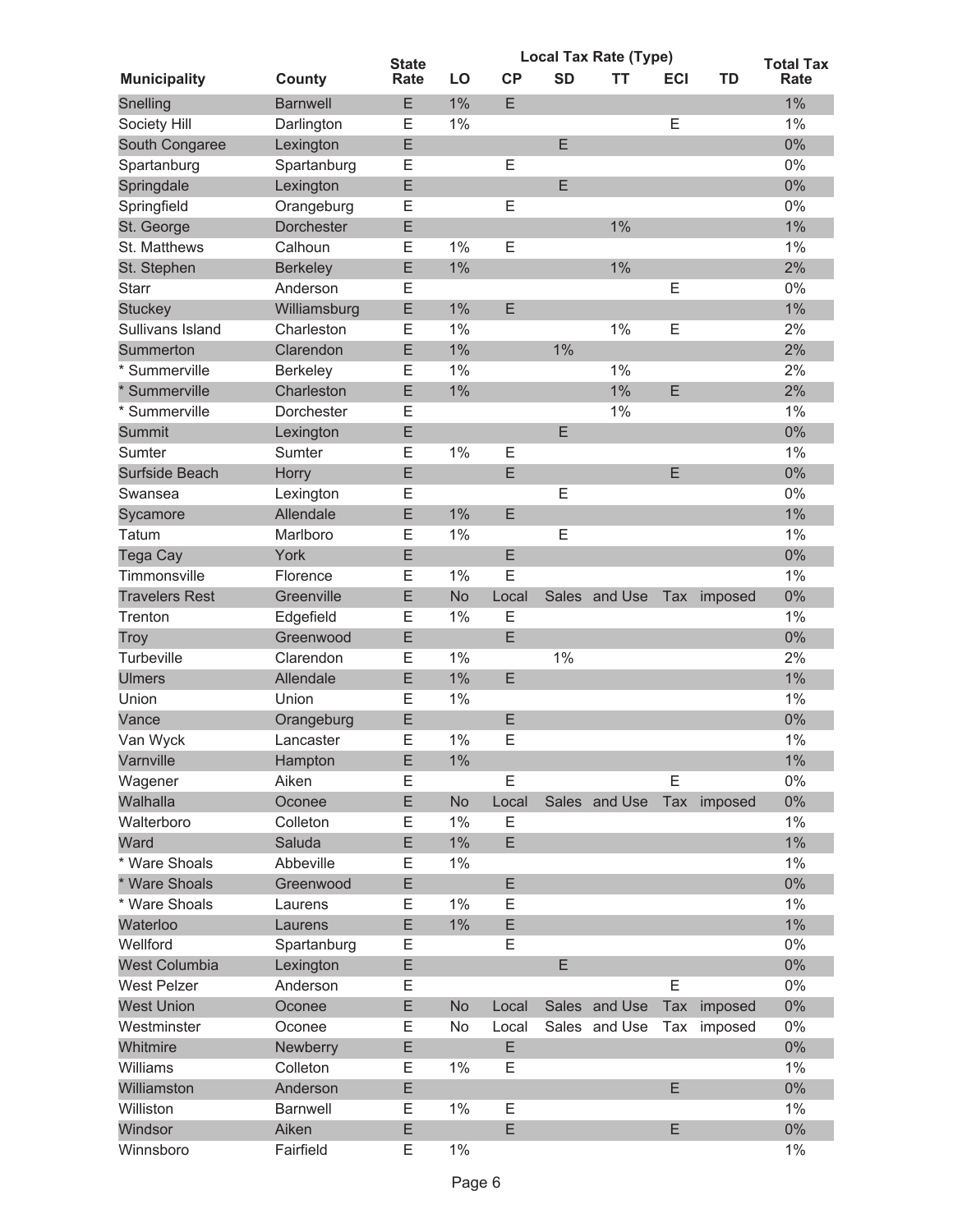| Municipality | County | State Rate | Local Tax Rate (Type) | | | | | | Total Tax Rate |
|---|---|---|---|---|---|---|---|---|---|
| | | | LO | CP | SD | TT | ECI | TD | |
| Snelling | Barnwell | E | 1% | E | | | | | 1% |
| Society Hill | Darlington | E | 1% | | | | E | | 1% |
| South Congaree | Lexington | E | | | E | | | | 0% |
| Spartanburg | Spartanburg | E | | E | | | | | 0% |
| Springdale | Lexington | E | | | E | | | | 0% |
| Springfield | Orangeburg | E | | E | | | | | 0% |
| St. George | Dorchester | E | | | | 1% | | | 1% |
| St. Matthews | Calhoun | E | 1% | E | | | | | 1% |
| St. Stephen | Berkeley | E | 1% | | | 1% | | | 2% |
| Starr | Anderson | E | | | | | E | | 0% |
| Stuckey | Williamsburg | E | 1% | E | | | | | 1% |
| Sullivans Island | Charleston | E | 1% | | | 1% | E | | 2% |
| Summerton | Clarendon | E | 1% | | 1% | | | | 2% |
| * Summerville | Berkeley | E | 1% | | | 1% | | | 2% |
| * Summerville | Charleston | E | 1% | | | 1% | E | | 2% |
| * Summerville | Dorchester | E | | | | 1% | | | 1% |
| Summit | Lexington | E | | | E | | | | 0% |
| Sumter | Sumter | E | 1% | E | | | | | 1% |
| Surfside Beach | Horry | E | | E | | | E | | 0% |
| Swansea | Lexington | E | | | E | | | | 0% |
| Sycamore | Allendale | E | 1% | E | | | | | 1% |
| Tatum | Marlboro | E | 1% | | E | | | | 1% |
| Tega Cay | York | E | | E | | | | | 0% |
| Timmonsville | Florence | E | 1% | E | | | | | 1% |
| Travelers Rest | Greenville | E | No | Local | Sales | and Use | Tax | imposed | 0% |
| Trenton | Edgefield | E | 1% | E | | | | | 1% |
| Troy | Greenwood | E | | E | | | | | 0% |
| Turbeville | Clarendon | E | 1% | | 1% | | | | 2% |
| Ulmers | Allendale | E | 1% | E | | | | | 1% |
| Union | Union | E | 1% | | | | | | 1% |
| Vance | Orangeburg | E | | E | | | | | 0% |
| Van Wyck | Lancaster | E | 1% | E | | | | | 1% |
| Varnville | Hampton | E | 1% | | | | | | 1% |
| Wagener | Aiken | E | | E | | | E | | 0% |
| Walhalla | Oconee | E | No | Local | Sales | and Use | Tax | imposed | 0% |
| Walterboro | Colleton | E | 1% | E | | | | | 1% |
| Ward | Saluda | E | 1% | E | | | | | 1% |
| * Ware Shoals | Abbeville | E | 1% | | | | | | 1% |
| * Ware Shoals | Greenwood | E | | E | | | | | 0% |
| * Ware Shoals | Laurens | E | 1% | E | | | | | 1% |
| Waterloo | Laurens | E | 1% | E | | | | | 1% |
| Wellford | Spartanburg | E | | E | | | | | 0% |
| West Columbia | Lexington | E | | | E | | | | 0% |
| West Pelzer | Anderson | E | | | | | E | | 0% |
| West Union | Oconee | E | No | Local | Sales | and Use | Tax | imposed | 0% |
| Westminster | Oconee | E | No | Local | Sales | and Use | Tax | imposed | 0% |
| Whitmire | Newberry | E | | E | | | | | 0% |
| Williams | Colleton | E | 1% | E | | | | | 1% |
| Williamston | Anderson | E | | | | | E | | 0% |
| Williston | Barnwell | E | 1% | E | | | | | 1% |
| Windsor | Aiken | E | | E | | | E | | 0% |
| Winnsboro | Fairfield | E | 1% | | | | | | 1% |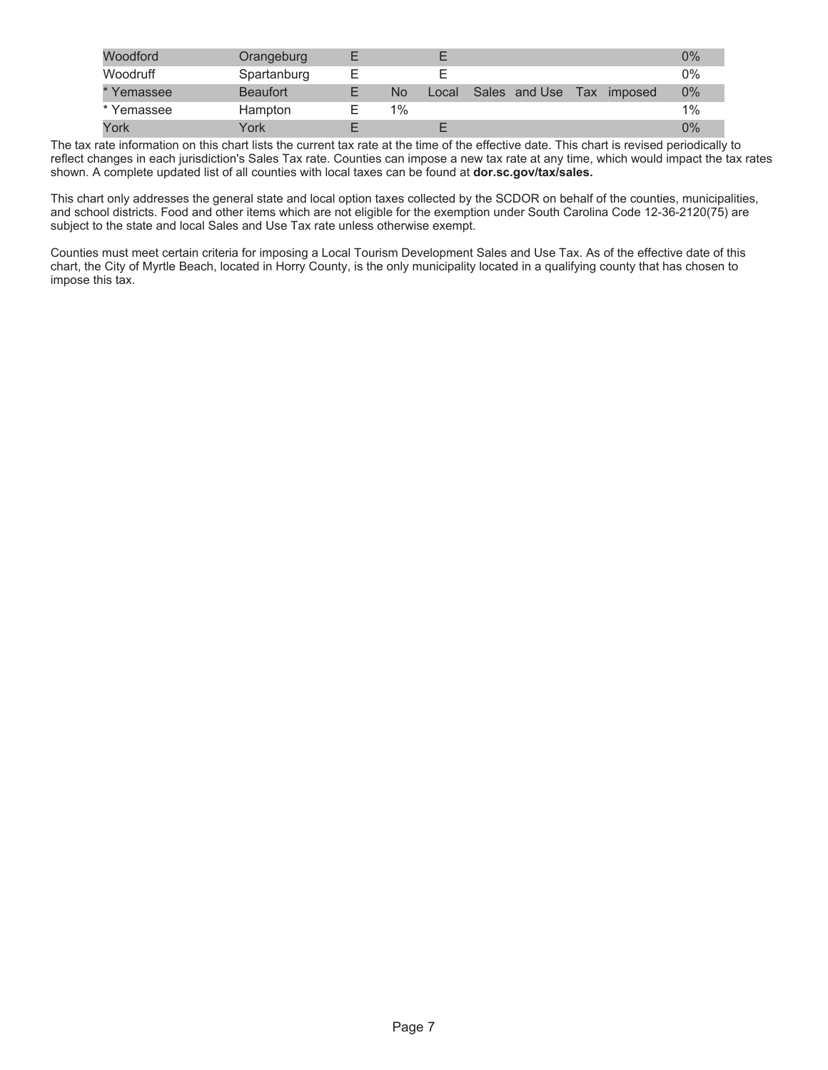| | | | | | |
|---|---|---|---|---|---|
| Woodford | Orangeburg | E | | E | 0% |
| Woodruff | Spartanburg | E | | E | 0% |
| * Yemassee | Beaufort | E | No | Local Sales and Use Tax imposed | 0% |
| * Yemassee | Hampton | E | 1% | | 1% |
| York | York | E | | E | 0% |

The tax rate information on this chart lists the current tax rate at the time of the effective date. This chart is revised periodically to reflect changes in each jurisdiction's Sales Tax rate. Counties can impose a new tax rate at any time, which would impact the tax rates shown. A complete updated list of all counties with local taxes can be found at **dor.sc.gov/tax/sales.**

This chart only addresses the general state and local option taxes collected by the SCDOR on behalf of the counties, municipalities, and school districts. Food and other items which are not eligible for the exemption under South Carolina Code 12-36-2120(75) are subject to the state and local Sales and Use Tax rate unless otherwise exempt.

Counties must meet certain criteria for imposing a Local Tourism Development Sales and Use Tax. As of the effective date of this chart, the City of Myrtle Beach, located in Horry County, is the only municipality located in a qualifying county that has chosen to impose this tax.